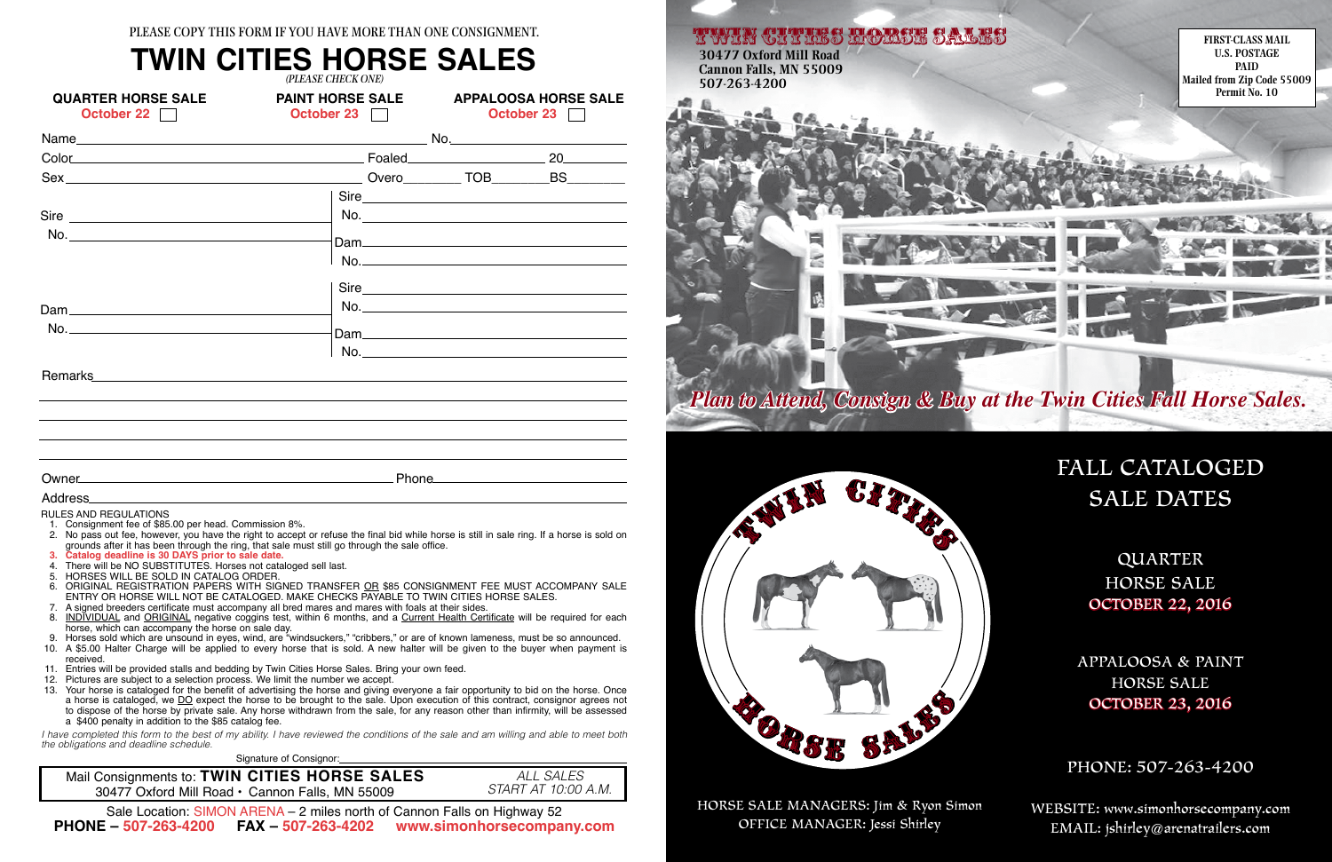PLEASE COPY THIS FORM IF YOU HAVE MORE THAN ONE CONSIGNMENT.

# TWIN CITIES HORSE SALES

*(PLEASE CHECK ONE)*

| QUARTER HORSE SALE | PAINT HORSE SALE | APPALOOSA HORSE SALE |
|---|---|---|
| October 22 ☐ | October 23 ☐ | October 23 ☐ |

Name\_\_\_\_\_\_\_\_\_\_\_\_\_\_\_\_\_\_\_\_ No.\_\_\_\_\_\_\_\_\_\_

Color\_\_\_\_\_\_\_\_\_\_\_\_\_\_\_\_\_\_\_\_ Foaled\_\_\_\_\_\_\_\_\_\_ 20\_\_\_\_\_

Sex\_\_\_\_\_\_\_\_\_\_\_\_\_\_\_\_\_\_\_\_ Overo\_\_\_\_\_ TOB\_\_\_\_\_ BS\_\_\_\_\_

Sire\_\_\_\_\_\_\_\_\_\_\_\_\_\_\_\_\_\_\_\_ No.\_\_\_\_\_\_\_\_\_\_

- Sire\_\_\_\_\_\_\_\_\_\_ No.\_\_\_\_\_\_\_\_\_\_
- Dam\_\_\_\_\_\_\_\_\_\_ No.\_\_\_\_\_\_\_\_\_\_

Dam\_\_\_\_\_\_\_\_\_\_\_\_\_\_\_\_\_\_\_\_ No.\_\_\_\_\_\_\_\_\_\_

- Sire\_\_\_\_\_\_\_\_\_\_ No.\_\_\_\_\_\_\_\_\_\_
- Dam\_\_\_\_\_\_\_\_\_\_ No.\_\_\_\_\_\_\_\_\_\_

Remarks\_\_\_\_\_\_\_\_\_\_\_\_\_\_\_\_\_\_\_\_

Owner\_\_\_\_\_\_\_\_\_\_\_\_\_\_\_\_\_\_\_\_ Phone\_\_\_\_\_\_\_\_\_\_

Address\_\_\_\_\_\_\_\_\_\_\_\_\_\_\_\_\_\_\_\_

RULES AND REGULATIONS

1. Consignment fee of $85.00 per head. Commission 8%.
2. No pass out fee, however, you have the right to accept or refuse the final bid while horse is still in sale ring. If a horse is sold on grounds after it has been through the ring, that sale must still go through the sale office.
3. **Catalog deadline is 30 DAYS prior to sale date.**
4. There will be NO SUBSTITUTES. Horses not cataloged sell last.
5. HORSES WILL BE SOLD IN CATALOG ORDER.
6. ORIGINAL REGISTRATION PAPERS WITH SIGNED TRANSFER OR $85 CONSIGNMENT FEE MUST ACCOMPANY SALE ENTRY OR HORSE WILL NOT BE CATALOGED. MAKE CHECKS PAYABLE TO TWIN CITIES HORSE SALES.
7. A signed breeders certificate must accompany all bred mares and mares with foals at their sides.
8. INDIVIDUAL and ORIGINAL negative coggins test, within 6 months, and a Current Health Certificate will be required for each horse, which can accompany the horse on sale day.
9. Horses sold which are unsound in eyes, wind, are "windsuckers," "cribbers," or are of known lameness, must be so announced.
10. A $5.00 Halter Charge will be applied to every horse that is sold. A new halter will be given to the buyer when payment is received.
11. Entries will be provided stalls and bedding by Twin Cities Horse Sales. Bring your own feed.
12. Pictures are subject to a selection process. We limit the number we accept.
13. Your horse is cataloged for the benefit of advertising the horse and giving everyone a fair opportunity to bid on the horse. Once a horse is cataloged, we DO expect the horse to be brought to the sale. Upon execution of this contract, consignor agrees not to dispose of the horse by private sale. Any horse withdrawn from the sale, for any reason other than infirmity, will be assessed a $400 penalty in addition to the $85 catalog fee.

*I have completed this form to the best of my ability. I have reviewed the conditions of the sale and am willing and able to meet both the obligations and deadline schedule.*

Signature of Consignor:\_\_\_\_\_\_\_\_\_\_\_\_\_\_\_\_\_\_\_\_

Mail Consignments to: **TWIN CITIES HORSE SALES**
30477 Oxford Mill Road • Cannon Falls, MN 55009

*ALL SALES START AT 10:00 A.M.*

Sale Location: SIMON ARENA – 2 miles north of Cannon Falls on Highway 52
**PHONE – 507-263-4200 FAX – 507-263-4202 www.simonhorsecompany.com**

**TWIN CITIES HORSE SALES**
**30477 Oxford Mill Road**
**Cannon Falls, MN 55009**
**507-263-4200**

FIRST-CLASS MAIL
U.S. POSTAGE
PAID
Mailed from Zip Code 55009
Permit No. 10

***Plan to Attend, Consign & Buy at the Twin Cities Fall Horse Sales.***

TWIN CITIES HORSE SALES

## FALL CATALOGED SALE DATES

QUARTER HORSE SALE
**OCTOBER 22, 2016**

APPALOOSA & PAINT HORSE SALE
**OCTOBER 23, 2016**

PHONE: 507-263-4200

HORSE SALE MANAGERS: Jim & Ryon Simon
OFFICE MANAGER: Jessi Shirley

WEBSITE: www.simonhorsecompany.com
EMAIL: jshirley@arenatrailers.com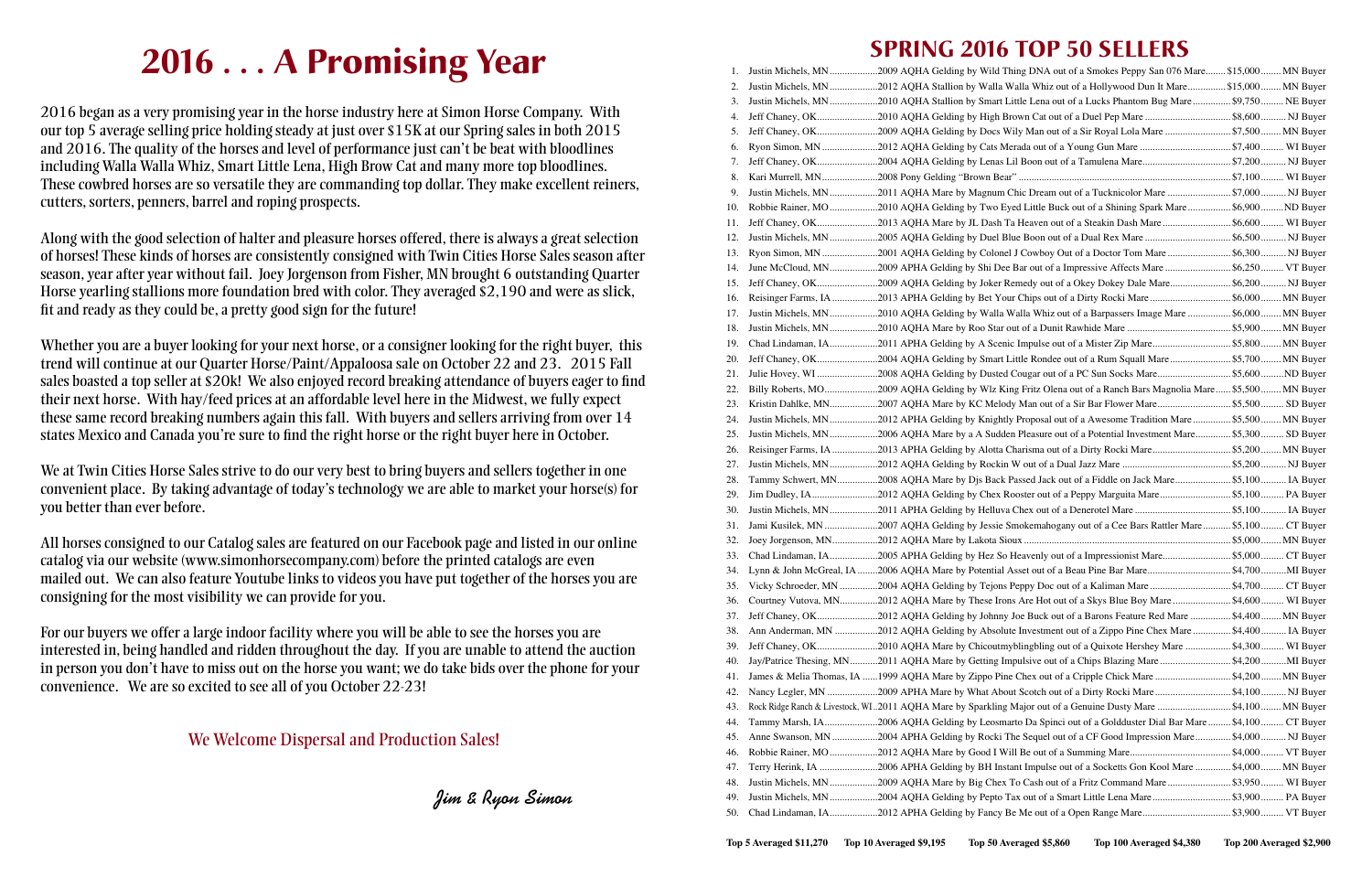# 2016 . . . A Promising Year

2016 began as a very promising year in the horse industry here at Simon Horse Company. With our top 5 average selling price holding steady at just over $15K at our Spring sales in both 2015 and 2016. The quality of the horses and level of performance just can't be beat with bloodlines including Walla Walla Whiz, Smart Little Lena, High Brow Cat and many more top bloodlines. These cowbred horses are so versatile they are commanding top dollar. They make excellent reiners, cutters, sorters, penners, barrel and roping prospects.

Along with the good selection of halter and pleasure horses offered, there is always a great selection of horses! These kinds of horses are consistently consigned with Twin Cities Horse Sales season after season, year after year without fail. Joey Jorgenson from Fisher, MN brought 6 outstanding Quarter Horse yearling stallions more foundation bred with color. They averaged $2,190 and were as slick, fit and ready as they could be, a pretty good sign for the future!

Whether you are a buyer looking for your next horse, or a consigner looking for the right buyer, this trend will continue at our Quarter Horse/Paint/Appaloosa sale on October 22 and 23. 2015 Fall sales boasted a top seller at $20k! We also enjoyed record breaking attendance of buyers eager to find their next horse. With hay/feed prices at an affordable level here in the Midwest, we fully expect these same record breaking numbers again this fall. With buyers and sellers arriving from over 14 states Mexico and Canada you're sure to find the right horse or the right buyer here in October.

We at Twin Cities Horse Sales strive to do our very best to bring buyers and sellers together in one convenient place. By taking advantage of today's technology we are able to market your horse(s) for you better than ever before.

All horses consigned to our Catalog sales are featured on our Facebook page and listed in our online catalog via our website (www.simonhorsecompany.com) before the printed catalogs are even mailed out. We can also feature Youtube links to videos you have put together of the horses you are consigning for the most visibility we can provide for you.

For our buyers we offer a large indoor facility where you will be able to see the horses you are interested in, being handled and ridden throughout the day. If you are unable to attend the auction in person you don't have to miss out on the horse you want; we do take bids over the phone for your convenience. We are so excited to see all of you October 22-23!

We Welcome Dispersal and Production Sales!

*Jim & Ryon Simon*

# SPRING 2016 TOP 50 SELLERS

| | | | | |
|---|---|---|---|---|
| 1. | Justin Michels, MN | 2009 AQHA Gelding by Wild Thing DNA out of a Smokes Peppy San 076 Mare | $15,000 | MN Buyer |
| 2. | Justin Michels, MN | 2012 AQHA Stallion by Walla Walla Whiz out of a Hollywood Dun It Mare | $15,000 | MN Buyer |
| 3. | Justin Michels, MN | 2010 AQHA Stallion by Smart Little Lena out of a Lucks Phantom Bug Mare | $9,750 | NE Buyer |
| 4. | Jeff Chaney, OK | 2010 AQHA Gelding by High Brown Cat out of a Duel Pep Mare | $8,600 | NJ Buyer |
| 5. | Jeff Chaney, OK | 2009 AQHA Gelding by Docs Wily Man out of a Sir Royal Lola Mare | $7,500 | MN Buyer |
| 6. | Ryon Simon, MN | 2012 AQHA Gelding by Cats Merada out of a Young Gun Mare | $7,400 | WI Buyer |
| 7. | Jeff Chaney, OK | 2004 AQHA Gelding by Lenas Lil Boon out of a Tamulena Mare | $7,200 | NJ Buyer |
| 8. | Kari Murrell, MN | 2008 Pony Gelding "Brown Bear" | $7,100 | WI Buyer |
| 9. | Justin Michels, MN | 2011 AQHA Mare by Magnum Chic Dream out of a Tucknicolor Mare | $7,000 | NJ Buyer |
| 10. | Robbie Rainer, MO | 2010 AQHA Gelding by Two Eyed Little Buck out of a Shining Spark Mare | $6,900 | ND Buyer |
| 11. | Jeff Chaney, OK | 2013 AQHA Mare by JL Dash Ta Heaven out of a Steakin Dash Mare | $6,600 | WI Buyer |
| 12. | Justin Michels, MN | 2005 AQHA Gelding by Duel Blue Boon out of a Dual Rex Mare | $6,500 | NJ Buyer |
| 13. | Ryon Simon, MN | 2001 AQHA Gelding by Colonel J Cowboy Out of a Doctor Tom Mare | $6,300 | NJ Buyer |
| 14. | June McCloud, MN | 2009 APHA Gelding by Shi Dee Bar out of a Impressive Affects Mare | $6,250 | VT Buyer |
| 15. | Jeff Chaney, OK | 2009 AQHA Gelding by Joker Remedy out of a Okey Dokey Dale Mare | $6,200 | NJ Buyer |
| 16. | Reisinger Farms, IA | 2013 APHA Gelding by Bet Your Chips out of a Dirty Rocki Mare | $6,000 | MN Buyer |
| 17. | Justin Michels, MN | 2010 AQHA Gelding by Walla Walla Whiz out of a Barpassers Image Mare | $6,000 | MN Buyer |
| 18. | Justin Michels, MN | 2010 AQHA Mare by Roo Star out of a Dunit Rawhide Mare | $5,900 | MN Buyer |
| 19. | Chad Lindaman, IA | 2011 APHA Gelding by A Scenic Impulse out of a Mister Zip Mare | $5,800 | MN Buyer |
| 20. | Jeff Chaney, OK | 2004 AQHA Gelding by Smart Little Rondee out of a Rum Squall Mare | $5,700 | MN Buyer |
| 21. | Julie Hovey, WI | 2008 AQHA Gelding by Dusted Cougar out of a PC Sun Socks Mare | $5,600 | ND Buyer |
| 22. | Billy Roberts, MO | 2009 AQHA Gelding by Wlz King Fritz Olena out of a Ranch Bars Magnolia Mare | $5,500 | MN Buyer |
| 23. | Kristin Dahlke, MN | 2007 AQHA Mare by KC Melody Man out of a Sir Bar Flower Mare | $5,500 | SD Buyer |
| 24. | Justin Michels, MN | 2012 APHA Gelding by Knightly Proposal out of a Awesome Tradition Mare | $5,500 | MN Buyer |
| 25. | Justin Michels, MN | 2006 AQHA Mare by a A Sudden Pleasure out of a Potential Investment Mare | $5,300 | SD Buyer |
| 26. | Reisinger Farms, IA | 2013 APHA Gelding by Alotta Charisma out of a Dirty Rocki Mare | $5,200 | MN Buyer |
| 27. | Justin Michels, MN | 2012 AQHA Gelding by Rockin W out of a Dual Jazz Mare | $5,200 | NJ Buyer |
| 28. | Tammy Schwert, MN | 2008 AQHA Mare by Djs Back Passed Jack out of a Fiddle on Jack Mare | $5,100 | IA Buyer |
| 29. | Jim Dudley, IA | 2012 AQHA Gelding by Chex Rooster out of a Peppy Marguita Mare | $5,100 | PA Buyer |
| 30. | Justin Michels, MN | 2011 APHA Gelding by Helluva Chex out of a Denerotel Mare | $5,100 | IA Buyer |
| 31. | Jami Kusilek, MN | 2007 AQHA Gelding by Jessie Smokemahogany out of a Cee Bars Rattler Mare | $5,100 | CT Buyer |
| 32. | Joey Jorgenson, MN | 2012 AQHA Mare by Lakota Sioux | $5,000 | MN Buyer |
| 33. | Chad Lindaman, IA | 2005 APHA Gelding by Hez So Heavenly out of a Impressionist Mare | $5,000 | CT Buyer |
| 34. | Lynn & John McGreal, IA | 2006 AQHA Mare by Potential Asset out of a Beau Pine Bar Mare | $4,700 | MI Buyer |
| 35. | Vicky Schroeder, MN | 2004 AQHA Gelding by Tejons Peppy Doc out of a Kaliman Mare | $4,700 | CT Buyer |
| 36. | Courtney Vutova, MN | 2012 AQHA Mare by These Irons Are Hot out of a Skys Blue Boy Mare | $4,600 | WI Buyer |
| 37. | Jeff Chaney, OK | 2012 AQHA Gelding by Johnny Doe Buck out of a Barons Feature Red Mare | $4,400 | MN Buyer |
| 38. | Ann Anderman, MN | 2012 AQHA Gelding by Absolute Investment out of a Zippo Pine Chex Mare | $4,400 | IA Buyer |
| 39. | Jeff Chaney, OK | 2010 AQHA Mare by Chicoutmyblingbling out of a Quixote Hershey Mare | $4,300 | WI Buyer |
| 40. | Jay/Patrice Thesing, MN | 2011 AQHA Mare by Getting Impulsive out of a Chips Blazing Mare | $4,200 | MI Buyer |
| 41. | James & Melia Thomas, IA | 1999 AQHA Mare by Zippo Pine Chex out of a Cripple Chick Mare | $4,200 | MN Buyer |
| 42. | Nancy Legler, MN | 2009 APHA Mare by What About Scotch out of a Dirty Rocki Mare | $4,100 | NJ Buyer |
| 43. | Rock Ridge Ranch & Livestock, WI | 2011 AQHA Mare by Sparkling Major out of a Genuine Dusty Mare | $4,100 | MN Buyer |
| 44. | Tammy Marsh, IA | 2006 AQHA Gelding by Leosmarto Da Spinci out of a Goldduster Dial Bar Mare | $4,100 | CT Buyer |
| 45. | Anne Swanson, MN | 2004 APHA Gelding by Rocki The Sequel out of a CF Good Impression Mare | $4,000 | NJ Buyer |
| 46. | Robbie Rainer, MO | 2012 AQHA Mare by Good I Will Be out of a Summing Mare | $4,000 | VT Buyer |
| 47. | Terry Herink, IA | 2006 AQHA Gelding by BH Instant Impulse out of a Socketts Gon Kool Mare | $4,000 | MN Buyer |
| 48. | Justin Michels, MN | 2009 AQHA Gelding by Big Chex To Cash out of a Fritz Command Mare | $3,950 | WI Buyer |
| 49. | Justin Michels, MN | 2004 AQHA Gelding by Pepto Tax out of a Smart Little Lena Mare | $3,900 | PA Buyer |
| 50. | Chad Lindaman, IA | 2012 APHA Gelding by Fancy Be Me out of a Open Range Mare | $3,900 | VT Buyer |

**Top 5 Averaged $11,270 Top 10 Averaged $9,195 Top 50 Averaged $5,860 Top 100 Averaged $4,380 Top 200 Averaged $2,900**